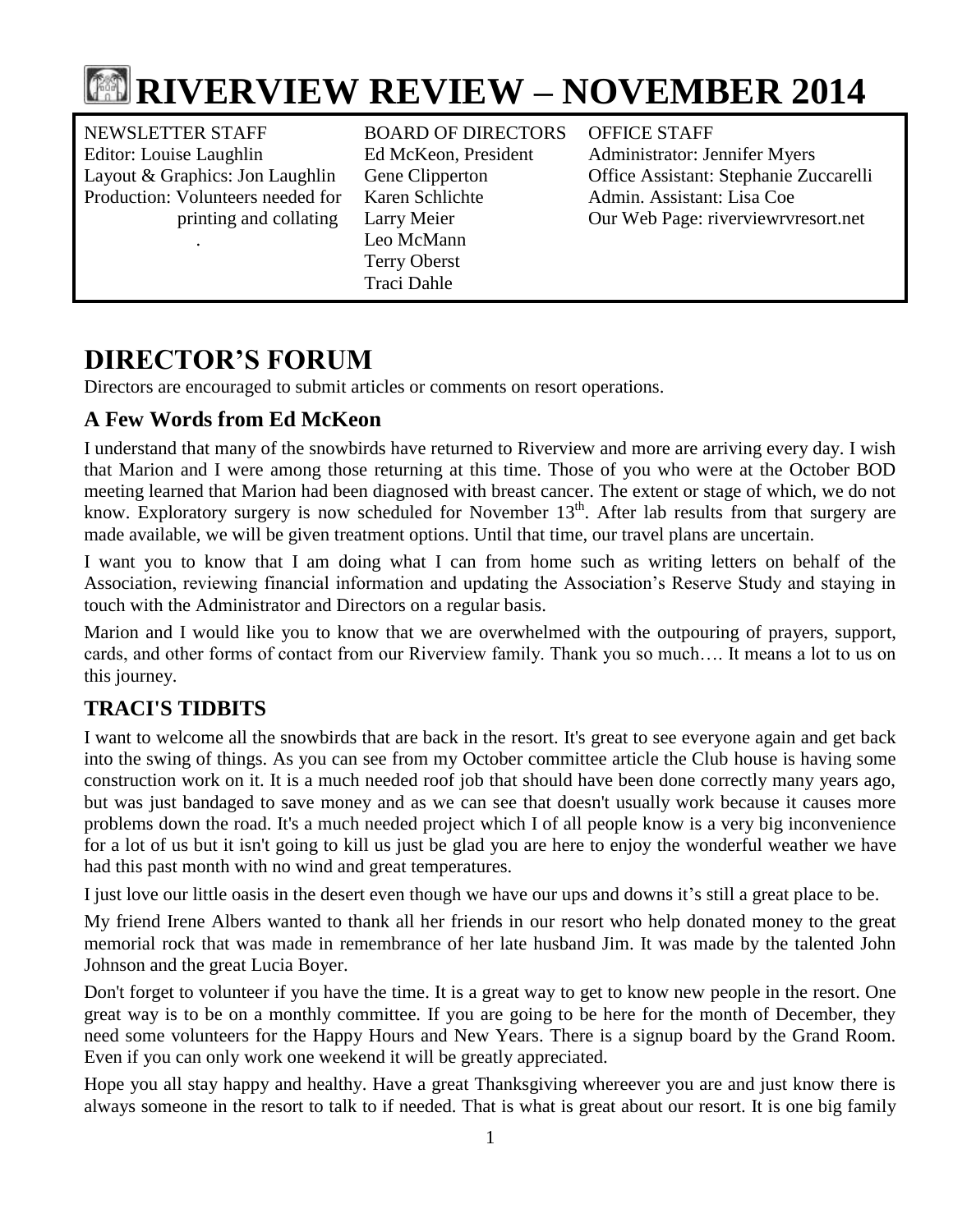# RIVERVIEW REVIEW – NOVEMBER 2014

| NEWSLETTER STAFF | BOARD OF DIRECTORS | OFFICE STAFF |
| --- | --- | --- |
| Editor: Louise Laughlin | Ed McKeon, President | Administrator: Jennifer Myers |
| Layout & Graphics: Jon Laughlin | Gene Clipperton | Office Assistant: Stephanie Zuccarelli |
| Production: Volunteers needed for printing and collating | Karen Schlichte | Admin. Assistant: Lisa Coe |
| | Larry Meier | Our Web Page: riverviewrvresort.net |
| | Leo McMann | |
| | Terry Oberst | |
| | Traci Dahle | |

## DIRECTOR'S FORUM

Directors are encouraged to submit articles or comments on resort operations.

### A Few Words from Ed McKeon

I understand that many of the snowbirds have returned to Riverview and more are arriving every day. I wish that Marion and I were among those returning at this time. Those of you who were at the October BOD meeting learned that Marion had been diagnosed with breast cancer. The extent or stage of which, we do not know. Exploratory surgery is now scheduled for November 13th. After lab results from that surgery are made available, we will be given treatment options. Until that time, our travel plans are uncertain.

I want you to know that I am doing what I can from home such as writing letters on behalf of the Association, reviewing financial information and updating the Association's Reserve Study and staying in touch with the Administrator and Directors on a regular basis.

Marion and I would like you to know that we are overwhelmed with the outpouring of prayers, support, cards, and other forms of contact from our Riverview family. Thank you so much…. It means a lot to us on this journey.

### TRACI'S TIDBITS

I want to welcome all the snowbirds that are back in the resort. It's great to see everyone again and get back into the swing of things. As you can see from my October committee article the Club house is having some construction work on it. It is a much needed roof job that should have been done correctly many years ago, but was just bandaged to save money and as we can see that doesn't usually work because it causes more problems down the road. It's a much needed project which I of all people know is a very big inconvenience for a lot of us but it isn't going to kill us just be glad you are here to enjoy the wonderful weather we have had this past month with no wind and great temperatures.

I just love our little oasis in the desert even though we have our ups and downs it's still a great place to be.

My friend Irene Albers wanted to thank all her friends in our resort who help donated money to the great memorial rock that was made in remembrance of her late husband Jim. It was made by the talented John Johnson and the great Lucia Boyer.

Don't forget to volunteer if you have the time. It is a great way to get to know new people in the resort. One great way is to be on a monthly committee. If you are going to be here for the month of December, they need some volunteers for the Happy Hours and New Years. There is a signup board by the Grand Room. Even if you can only work one weekend it will be greatly appreciated.

Hope you all stay happy and healthy. Have a great Thanksgiving whereever you are and just know there is always someone in the resort to talk to if needed. That is what is great about our resort. It is one big family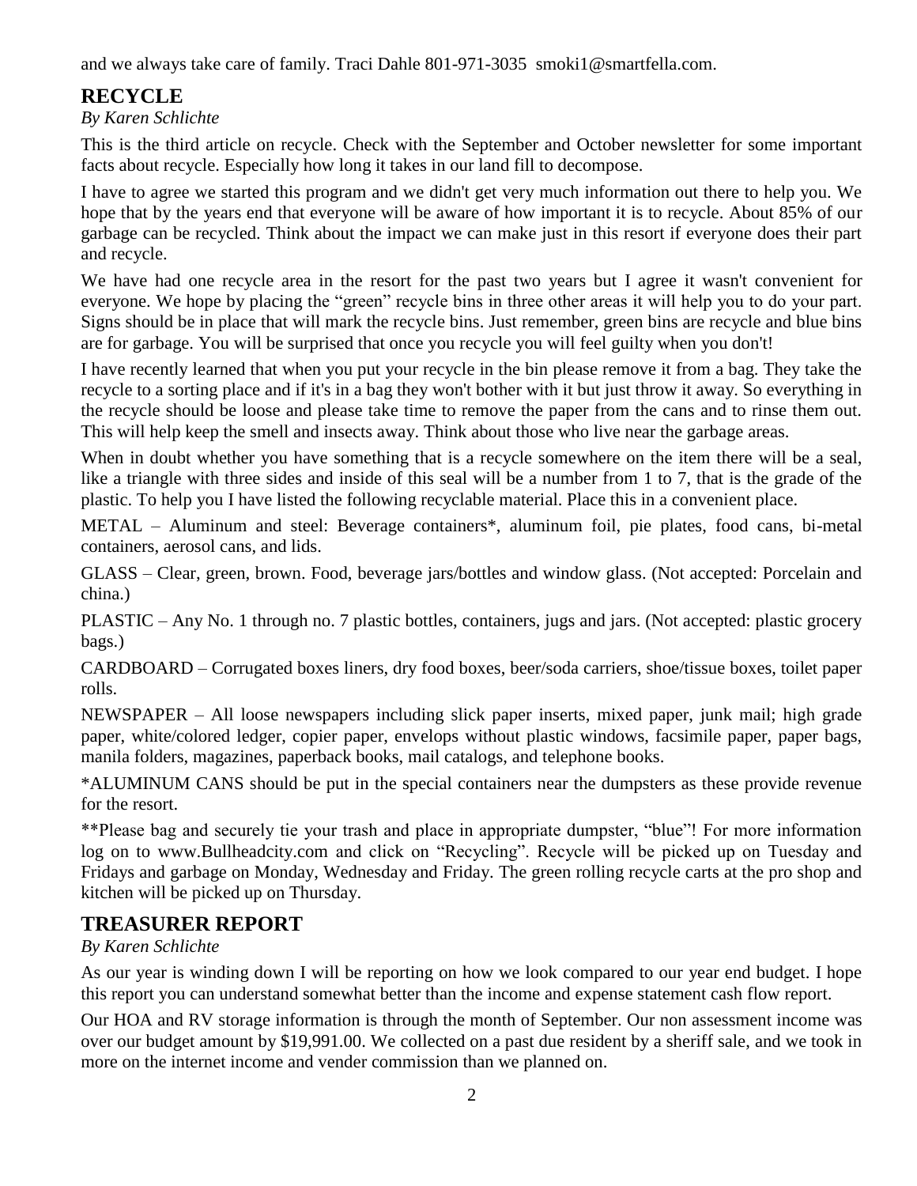and we always take care of family. Traci Dahle 801-971-3035 smoki1@smartfella.com.

## RECYCLE

*By Karen Schlichte*

This is the third article on recycle. Check with the September and October newsletter for some important facts about recycle. Especially how long it takes in our land fill to decompose.

I have to agree we started this program and we didn't get very much information out there to help you. We hope that by the years end that everyone will be aware of how important it is to recycle. About 85% of our garbage can be recycled. Think about the impact we can make just in this resort if everyone does their part and recycle.

We have had one recycle area in the resort for the past two years but I agree it wasn't convenient for everyone. We hope by placing the "green" recycle bins in three other areas it will help you to do your part. Signs should be in place that will mark the recycle bins. Just remember, green bins are recycle and blue bins are for garbage. You will be surprised that once you recycle you will feel guilty when you don't!

I have recently learned that when you put your recycle in the bin please remove it from a bag. They take the recycle to a sorting place and if it's in a bag they won't bother with it but just throw it away. So everything in the recycle should be loose and please take time to remove the paper from the cans and to rinse them out. This will help keep the smell and insects away. Think about those who live near the garbage areas.

When in doubt whether you have something that is a recycle somewhere on the item there will be a seal, like a triangle with three sides and inside of this seal will be a number from 1 to 7, that is the grade of the plastic. To help you I have listed the following recyclable material. Place this in a convenient place.

METAL – Aluminum and steel: Beverage containers*, aluminum foil, pie plates, food cans, bi-metal containers, aerosol cans, and lids.

GLASS – Clear, green, brown. Food, beverage jars/bottles and window glass. (Not accepted: Porcelain and china.)

PLASTIC – Any No. 1 through no. 7 plastic bottles, containers, jugs and jars. (Not accepted: plastic grocery bags.)

CARDBOARD – Corrugated boxes liners, dry food boxes, beer/soda carriers, shoe/tissue boxes, toilet paper rolls.

NEWSPAPER – All loose newspapers including slick paper inserts, mixed paper, junk mail; high grade paper, white/colored ledger, copier paper, envelops without plastic windows, facsimile paper, paper bags, manila folders, magazines, paperback books, mail catalogs, and telephone books.

*ALUMINUM CANS should be put in the special containers near the dumpsters as these provide revenue for the resort.

**Please bag and securely tie your trash and place in appropriate dumpster, "blue"! For more information log on to www.Bullheadcity.com and click on "Recycling". Recycle will be picked up on Tuesday and Fridays and garbage on Monday, Wednesday and Friday. The green rolling recycle carts at the pro shop and kitchen will be picked up on Thursday.

## TREASURER REPORT

*By Karen Schlichte*

As our year is winding down I will be reporting on how we look compared to our year end budget. I hope this report you can understand somewhat better than the income and expense statement cash flow report.

Our HOA and RV storage information is through the month of September. Our non assessment income was over our budget amount by $19,991.00. We collected on a past due resident by a sheriff sale, and we took in more on the internet income and vender commission than we planned on.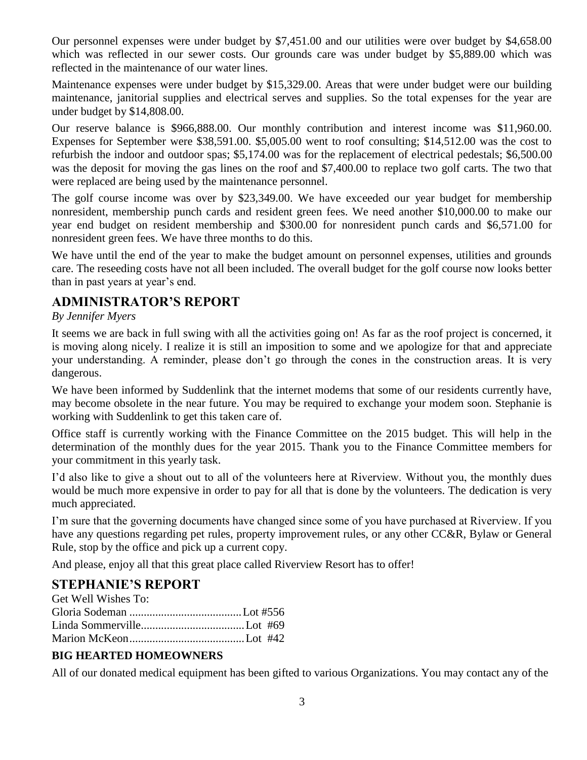Our personnel expenses were under budget by $7,451.00 and our utilities were over budget by $4,658.00 which was reflected in our sewer costs. Our grounds care was under budget by $5,889.00 which was reflected in the maintenance of our water lines.

Maintenance expenses were under budget by $15,329.00. Areas that were under budget were our building maintenance, janitorial supplies and electrical serves and supplies. So the total expenses for the year are under budget by $14,808.00.

Our reserve balance is $966,888.00. Our monthly contribution and interest income was $11,960.00. Expenses for September were $38,591.00. $5,005.00 went to roof consulting; $14,512.00 was the cost to refurbish the indoor and outdoor spas; $5,174.00 was for the replacement of electrical pedestals; $6,500.00 was the deposit for moving the gas lines on the roof and $7,400.00 to replace two golf carts. The two that were replaced are being used by the maintenance personnel.

The golf course income was over by $23,349.00. We have exceeded our year budget for membership nonresident, membership punch cards and resident green fees. We need another $10,000.00 to make our year end budget on resident membership and $300.00 for nonresident punch cards and $6,571.00 for nonresident green fees. We have three months to do this.

We have until the end of the year to make the budget amount on personnel expenses, utilities and grounds care. The reseeding costs have not all been included. The overall budget for the golf course now looks better than in past years at year's end.

## ADMINISTRATOR'S REPORT

*By Jennifer Myers*

It seems we are back in full swing with all the activities going on! As far as the roof project is concerned, it is moving along nicely. I realize it is still an imposition to some and we apologize for that and appreciate your understanding. A reminder, please don't go through the cones in the construction areas. It is very dangerous.

We have been informed by Suddenlink that the internet modems that some of our residents currently have, may become obsolete in the near future. You may be required to exchange your modem soon. Stephanie is working with Suddenlink to get this taken care of.

Office staff is currently working with the Finance Committee on the 2015 budget. This will help in the determination of the monthly dues for the year 2015. Thank you to the Finance Committee members for your commitment in this yearly task.

I'd also like to give a shout out to all of the volunteers here at Riverview. Without you, the monthly dues would be much more expensive in order to pay for all that is done by the volunteers. The dedication is very much appreciated.

I'm sure that the governing documents have changed since some of you have purchased at Riverview. If you have any questions regarding pet rules, property improvement rules, or any other CC&R, Bylaw or General Rule, stop by the office and pick up a current copy.

And please, enjoy all that this great place called Riverview Resort has to offer!

## STEPHANIE'S REPORT

Get Well Wishes To:

Gloria Sodeman ....................................... Lot #556
Linda Sommerville.................................... Lot #69
Marion McKeon........................................ Lot #42

### BIG HEARTED HOMEOWNERS

All of our donated medical equipment has been gifted to various Organizations. You may contact any of the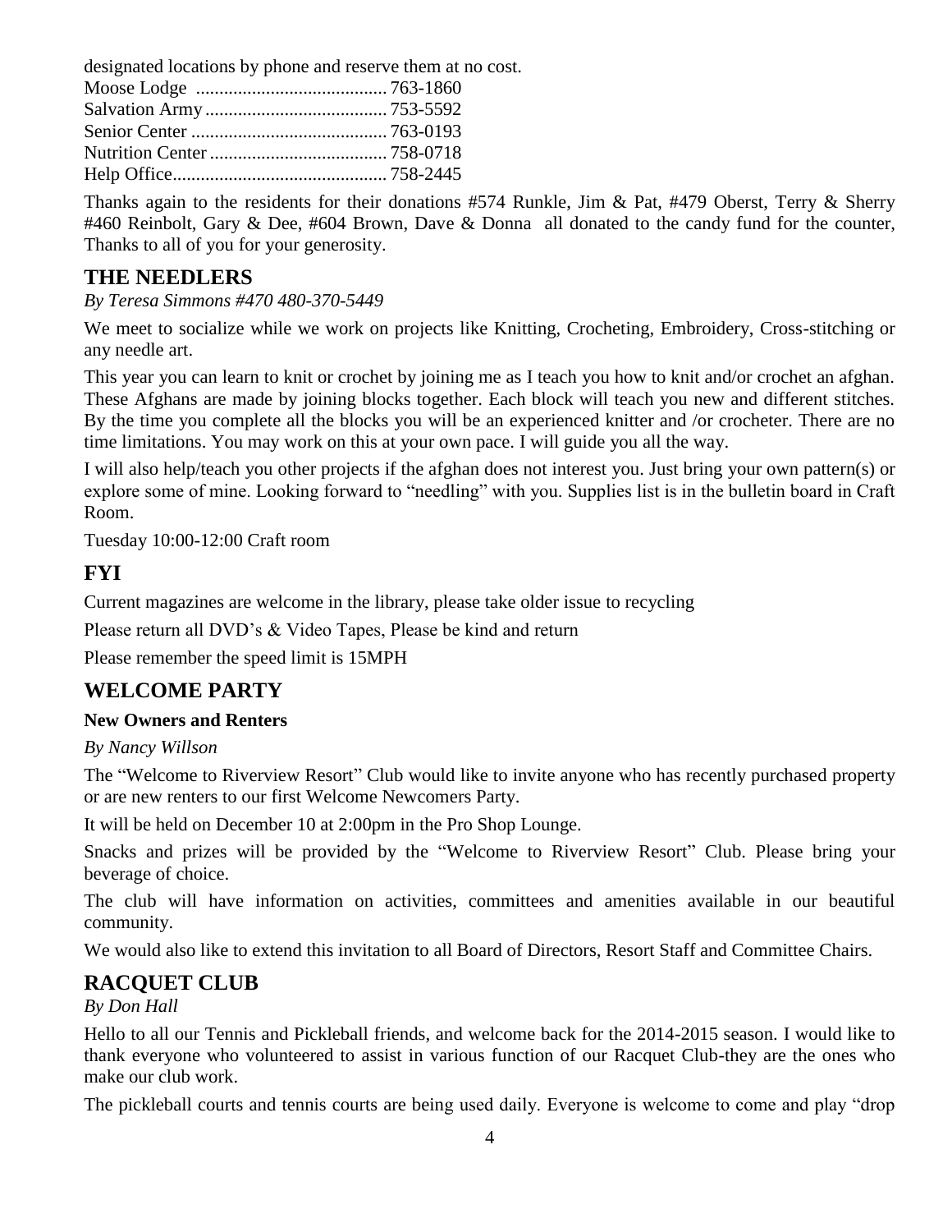designated locations by phone and reserve them at no cost.

Moose Lodge ......................................... 763-1860
Salvation Army ....................................... 753-5592
Senior Center .......................................... 763-0193
Nutrition Center ...................................... 758-0718
Help Office............................................. 758-2445

Thanks again to the residents for their donations #574 Runkle, Jim & Pat, #479 Oberst, Terry & Sherry #460 Reinbolt, Gary & Dee, #604 Brown, Dave & Donna all donated to the candy fund for the counter, Thanks to all of you for your generosity.

## THE NEEDLERS

*By Teresa Simmons #470 480-370-5449*

We meet to socialize while we work on projects like Knitting, Crocheting, Embroidery, Cross-stitching or any needle art.

This year you can learn to knit or crochet by joining me as I teach you how to knit and/or crochet an afghan. These Afghans are made by joining blocks together. Each block will teach you new and different stitches. By the time you complete all the blocks you will be an experienced knitter and /or crocheter. There are no time limitations. You may work on this at your own pace. I will guide you all the way.

I will also help/teach you other projects if the afghan does not interest you. Just bring your own pattern(s) or explore some of mine. Looking forward to "needling" with you. Supplies list is in the bulletin board in Craft Room.

Tuesday 10:00-12:00 Craft room

## FYI

Current magazines are welcome in the library, please take older issue to recycling

Please return all DVD's & Video Tapes, Please be kind and return

Please remember the speed limit is 15MPH

## WELCOME PARTY

**New Owners and Renters**

*By Nancy Willson*

The "Welcome to Riverview Resort" Club would like to invite anyone who has recently purchased property or are new renters to our first Welcome Newcomers Party.

It will be held on December 10 at 2:00pm in the Pro Shop Lounge.

Snacks and prizes will be provided by the "Welcome to Riverview Resort" Club. Please bring your beverage of choice.

The club will have information on activities, committees and amenities available in our beautiful community.

We would also like to extend this invitation to all Board of Directors, Resort Staff and Committee Chairs.

## RACQUET CLUB

*By Don Hall*

Hello to all our Tennis and Pickleball friends, and welcome back for the 2014-2015 season. I would like to thank everyone who volunteered to assist in various function of our Racquet Club-they are the ones who make our club work.

The pickleball courts and tennis courts are being used daily. Everyone is welcome to come and play "drop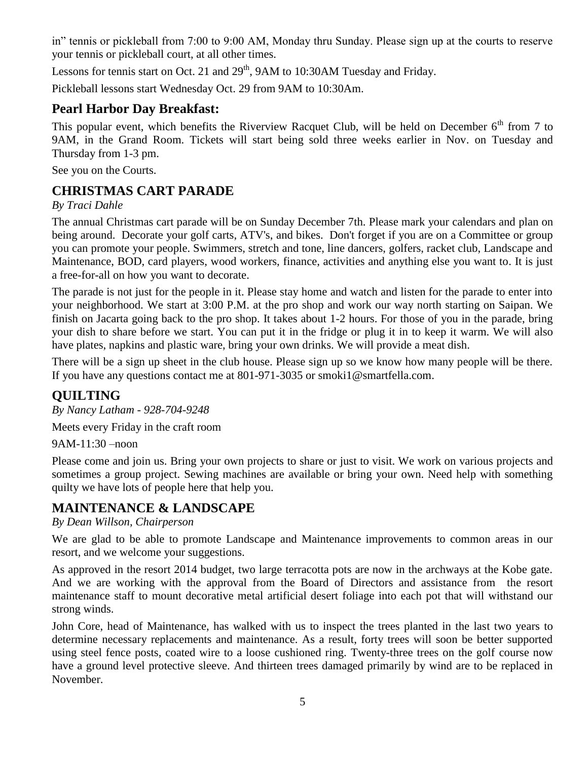in" tennis or pickleball from 7:00 to 9:00 AM, Monday thru Sunday. Please sign up at the courts to reserve your tennis or pickleball court, at all other times.

Lessons for tennis start on Oct. 21 and 29th, 9AM to 10:30AM Tuesday and Friday.

Pickleball lessons start Wednesday Oct. 29 from 9AM to 10:30Am.

## Pearl Harbor Day Breakfast:

This popular event, which benefits the Riverview Racquet Club, will be held on December 6th from 7 to 9AM, in the Grand Room. Tickets will start being sold three weeks earlier in Nov. on Tuesday and Thursday from 1-3 pm.

See you on the Courts.

## CHRISTMAS CART PARADE

*By Traci Dahle*

The annual Christmas cart parade will be on Sunday December 7th. Please mark your calendars and plan on being around. Decorate your golf carts, ATV's, and bikes. Don't forget if you are on a Committee or group you can promote your people. Swimmers, stretch and tone, line dancers, golfers, racket club, Landscape and Maintenance, BOD, card players, wood workers, finance, activities and anything else you want to. It is just a free-for-all on how you want to decorate.

The parade is not just for the people in it. Please stay home and watch and listen for the parade to enter into your neighborhood. We start at 3:00 P.M. at the pro shop and work our way north starting on Saipan. We finish on Jacarta going back to the pro shop. It takes about 1-2 hours. For those of you in the parade, bring your dish to share before we start. You can put it in the fridge or plug it in to keep it warm. We will also have plates, napkins and plastic ware, bring your own drinks. We will provide a meat dish.

There will be a sign up sheet in the club house. Please sign up so we know how many people will be there. If you have any questions contact me at 801-971-3035 or smoki1@smartfella.com.

## QUILTING

*By Nancy Latham - 928-704-9248*

Meets every Friday in the craft room

9AM-11:30 –noon

Please come and join us. Bring your own projects to share or just to visit. We work on various projects and sometimes a group project. Sewing machines are available or bring your own. Need help with something quilty we have lots of people here that help you.

## MAINTENANCE & LANDSCAPE

*By Dean Willson, Chairperson*

We are glad to be able to promote Landscape and Maintenance improvements to common areas in our resort, and we welcome your suggestions.

As approved in the resort 2014 budget, two large terracotta pots are now in the archways at the Kobe gate. And we are working with the approval from the Board of Directors and assistance from the resort maintenance staff to mount decorative metal artificial desert foliage into each pot that will withstand our strong winds.

John Core, head of Maintenance, has walked with us to inspect the trees planted in the last two years to determine necessary replacements and maintenance. As a result, forty trees will soon be better supported using steel fence posts, coated wire to a loose cushioned ring. Twenty-three trees on the golf course now have a ground level protective sleeve. And thirteen trees damaged primarily by wind are to be replaced in November.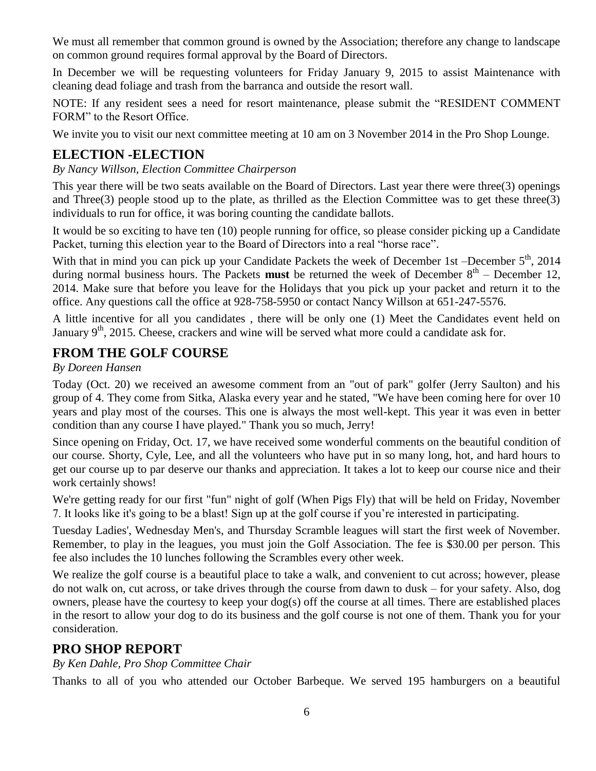We must all remember that common ground is owned by the Association; therefore any change to landscape on common ground requires formal approval by the Board of Directors.

In December we will be requesting volunteers for Friday January 9, 2015 to assist Maintenance with cleaning dead foliage and trash from the barranca and outside the resort wall.

NOTE: If any resident sees a need for resort maintenance, please submit the "RESIDENT COMMENT FORM" to the Resort Office.

We invite you to visit our next committee meeting at 10 am on 3 November 2014 in the Pro Shop Lounge.

## ELECTION -ELECTION

*By Nancy Willson, Election Committee Chairperson*

This year there will be two seats available on the Board of Directors. Last year there were three(3) openings and Three(3) people stood up to the plate, as thrilled as the Election Committee was to get these three(3) individuals to run for office, it was boring counting the candidate ballots.

It would be so exciting to have ten (10) people running for office, so please consider picking up a Candidate Packet, turning this election year to the Board of Directors into a real "horse race".

With that in mind you can pick up your Candidate Packets the week of December 1st –December 5th, 2014 during normal business hours. The Packets **must** be returned the week of December 8th – December 12, 2014. Make sure that before you leave for the Holidays that you pick up your packet and return it to the office. Any questions call the office at 928-758-5950 or contact Nancy Willson at 651-247-5576.

A little incentive for all you candidates , there will be only one (1) Meet the Candidates event held on January 9th, 2015. Cheese, crackers and wine will be served what more could a candidate ask for.

## FROM THE GOLF COURSE

*By Doreen Hansen*

Today (Oct. 20) we received an awesome comment from an "out of park" golfer (Jerry Saulton) and his group of 4. They come from Sitka, Alaska every year and he stated, "We have been coming here for over 10 years and play most of the courses. This one is always the most well-kept. This year it was even in better condition than any course I have played." Thank you so much, Jerry!

Since opening on Friday, Oct. 17, we have received some wonderful comments on the beautiful condition of our course. Shorty, Cyle, Lee, and all the volunteers who have put in so many long, hot, and hard hours to get our course up to par deserve our thanks and appreciation. It takes a lot to keep our course nice and their work certainly shows!

We're getting ready for our first "fun" night of golf (When Pigs Fly) that will be held on Friday, November 7. It looks like it's going to be a blast! Sign up at the golf course if you're interested in participating.

Tuesday Ladies', Wednesday Men's, and Thursday Scramble leagues will start the first week of November. Remember, to play in the leagues, you must join the Golf Association. The fee is $30.00 per person. This fee also includes the 10 lunches following the Scrambles every other week.

We realize the golf course is a beautiful place to take a walk, and convenient to cut across; however, please do not walk on, cut across, or take drives through the course from dawn to dusk – for your safety. Also, dog owners, please have the courtesy to keep your dog(s) off the course at all times. There are established places in the resort to allow your dog to do its business and the golf course is not one of them. Thank you for your consideration.

## PRO SHOP REPORT

*By Ken Dahle, Pro Shop Committee Chair*

Thanks to all of you who attended our October Barbeque. We served 195 hamburgers on a beautiful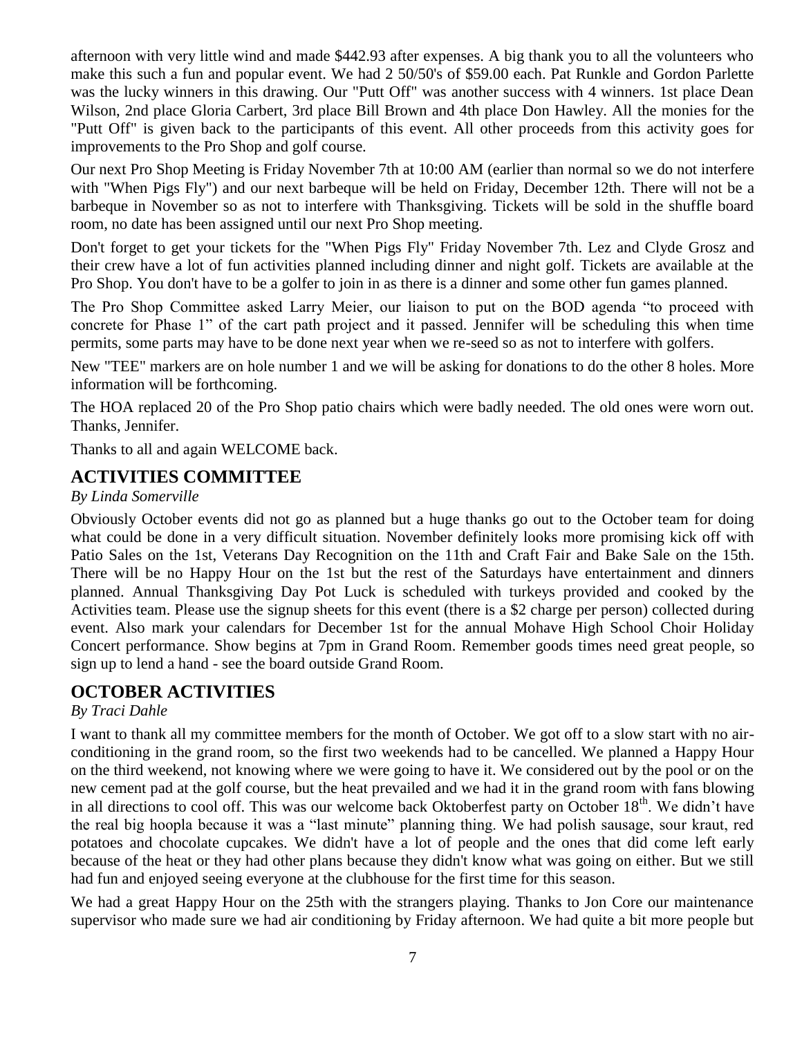afternoon with very little wind and made $442.93 after expenses. A big thank you to all the volunteers who make this such a fun and popular event. We had 2 50/50's of $59.00 each. Pat Runkle and Gordon Parlette was the lucky winners in this drawing. Our "Putt Off" was another success with 4 winners. 1st place Dean Wilson, 2nd place Gloria Carbert, 3rd place Bill Brown and 4th place Don Hawley. All the monies for the "Putt Off" is given back to the participants of this event. All other proceeds from this activity goes for improvements to the Pro Shop and golf course.

Our next Pro Shop Meeting is Friday November 7th at 10:00 AM (earlier than normal so we do not interfere with "When Pigs Fly") and our next barbeque will be held on Friday, December 12th. There will not be a barbeque in November so as not to interfere with Thanksgiving. Tickets will be sold in the shuffle board room, no date has been assigned until our next Pro Shop meeting.

Don't forget to get your tickets for the "When Pigs Fly" Friday November 7th. Lez and Clyde Grosz and their crew have a lot of fun activities planned including dinner and night golf. Tickets are available at the Pro Shop. You don't have to be a golfer to join in as there is a dinner and some other fun games planned.

The Pro Shop Committee asked Larry Meier, our liaison to put on the BOD agenda "to proceed with concrete for Phase 1" of the cart path project and it passed. Jennifer will be scheduling this when time permits, some parts may have to be done next year when we re-seed so as not to interfere with golfers.

New "TEE" markers are on hole number 1 and we will be asking for donations to do the other 8 holes. More information will be forthcoming.

The HOA replaced 20 of the Pro Shop patio chairs which were badly needed. The old ones were worn out. Thanks, Jennifer.

Thanks to all and again WELCOME back.

## ACTIVITIES COMMITTEE

*By Linda Somerville*

Obviously October events did not go as planned but a huge thanks go out to the October team for doing what could be done in a very difficult situation. November definitely looks more promising kick off with Patio Sales on the 1st, Veterans Day Recognition on the 11th and Craft Fair and Bake Sale on the 15th. There will be no Happy Hour on the 1st but the rest of the Saturdays have entertainment and dinners planned. Annual Thanksgiving Day Pot Luck is scheduled with turkeys provided and cooked by the Activities team. Please use the signup sheets for this event (there is a $2 charge per person) collected during event. Also mark your calendars for December 1st for the annual Mohave High School Choir Holiday Concert performance. Show begins at 7pm in Grand Room. Remember goods times need great people, so sign up to lend a hand - see the board outside Grand Room.

## OCTOBER ACTIVITIES

*By Traci Dahle*

I want to thank all my committee members for the month of October. We got off to a slow start with no air-conditioning in the grand room, so the first two weekends had to be cancelled. We planned a Happy Hour on the third weekend, not knowing where we were going to have it. We considered out by the pool or on the new cement pad at the golf course, but the heat prevailed and we had it in the grand room with fans blowing in all directions to cool off. This was our welcome back Oktoberfest party on October 18th. We didn't have the real big hoopla because it was a "last minute" planning thing. We had polish sausage, sour kraut, red potatoes and chocolate cupcakes. We didn't have a lot of people and the ones that did come left early because of the heat or they had other plans because they didn't know what was going on either. But we still had fun and enjoyed seeing everyone at the clubhouse for the first time for this season.

We had a great Happy Hour on the 25th with the strangers playing. Thanks to Jon Core our maintenance supervisor who made sure we had air conditioning by Friday afternoon. We had quite a bit more people but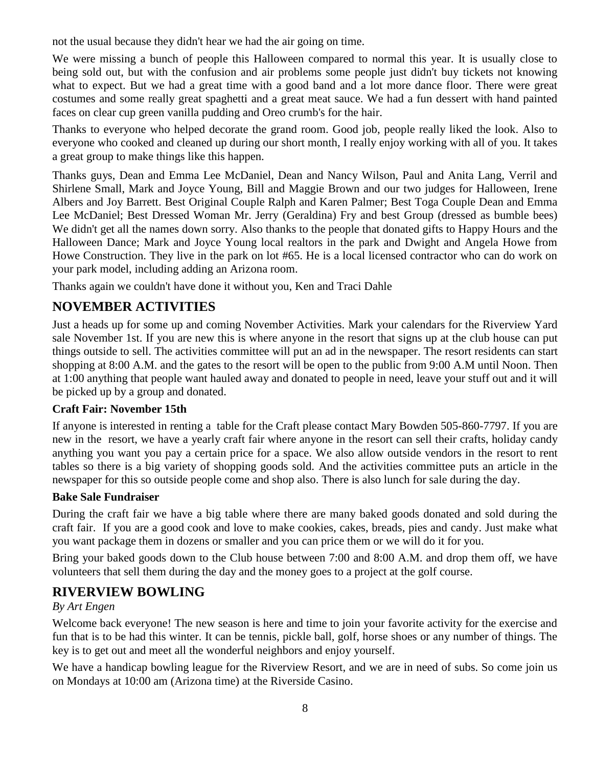not the usual because they didn't hear we had the air going on time.

We were missing a bunch of people this Halloween compared to normal this year. It is usually close to being sold out, but with the confusion and air problems some people just didn't buy tickets not knowing what to expect. But we had a great time with a good band and a lot more dance floor. There were great costumes and some really great spaghetti and a great meat sauce. We had a fun dessert with hand painted faces on clear cup green vanilla pudding and Oreo crumb's for the hair.

Thanks to everyone who helped decorate the grand room. Good job, people really liked the look. Also to everyone who cooked and cleaned up during our short month, I really enjoy working with all of you. It takes a great group to make things like this happen.

Thanks guys, Dean and Emma Lee McDaniel, Dean and Nancy Wilson, Paul and Anita Lang, Verril and Shirlene Small, Mark and Joyce Young, Bill and Maggie Brown and our two judges for Halloween, Irene Albers and Joy Barrett. Best Original Couple Ralph and Karen Palmer; Best Toga Couple Dean and Emma Lee McDaniel; Best Dressed Woman Mr. Jerry (Geraldina) Fry and best Group (dressed as bumble bees) We didn't get all the names down sorry. Also thanks to the people that donated gifts to Happy Hours and the Halloween Dance; Mark and Joyce Young local realtors in the park and Dwight and Angela Howe from Howe Construction. They live in the park on lot #65. He is a local licensed contractor who can do work on your park model, including adding an Arizona room.

Thanks again we couldn't have done it without you, Ken and Traci Dahle

## NOVEMBER ACTIVITIES

Just a heads up for some up and coming November Activities. Mark your calendars for the Riverview Yard sale November 1st. If you are new this is where anyone in the resort that signs up at the club house can put things outside to sell. The activities committee will put an ad in the newspaper. The resort residents can start shopping at 8:00 A.M. and the gates to the resort will be open to the public from 9:00 A.M until Noon. Then at 1:00 anything that people want hauled away and donated to people in need, leave your stuff out and it will be picked up by a group and donated.

**Craft Fair: November 15th**

If anyone is interested in renting a table for the Craft please contact Mary Bowden 505-860-7797. If you are new in the resort, we have a yearly craft fair where anyone in the resort can sell their crafts, holiday candy anything you want you pay a certain price for a space. We also allow outside vendors in the resort to rent tables so there is a big variety of shopping goods sold. And the activities committee puts an article in the newspaper for this so outside people come and shop also. There is also lunch for sale during the day.

**Bake Sale Fundraiser**

During the craft fair we have a big table where there are many baked goods donated and sold during the craft fair. If you are a good cook and love to make cookies, cakes, breads, pies and candy. Just make what you want package them in dozens or smaller and you can price them or we will do it for you.

Bring your baked goods down to the Club house between 7:00 and 8:00 A.M. and drop them off, we have volunteers that sell them during the day and the money goes to a project at the golf course.

## RIVERVIEW BOWLING

*By Art Engen*

Welcome back everyone! The new season is here and time to join your favorite activity for the exercise and fun that is to be had this winter. It can be tennis, pickle ball, golf, horse shoes or any number of things. The key is to get out and meet all the wonderful neighbors and enjoy yourself.

We have a handicap bowling league for the Riverview Resort, and we are in need of subs. So come join us on Mondays at 10:00 am (Arizona time) at the Riverside Casino.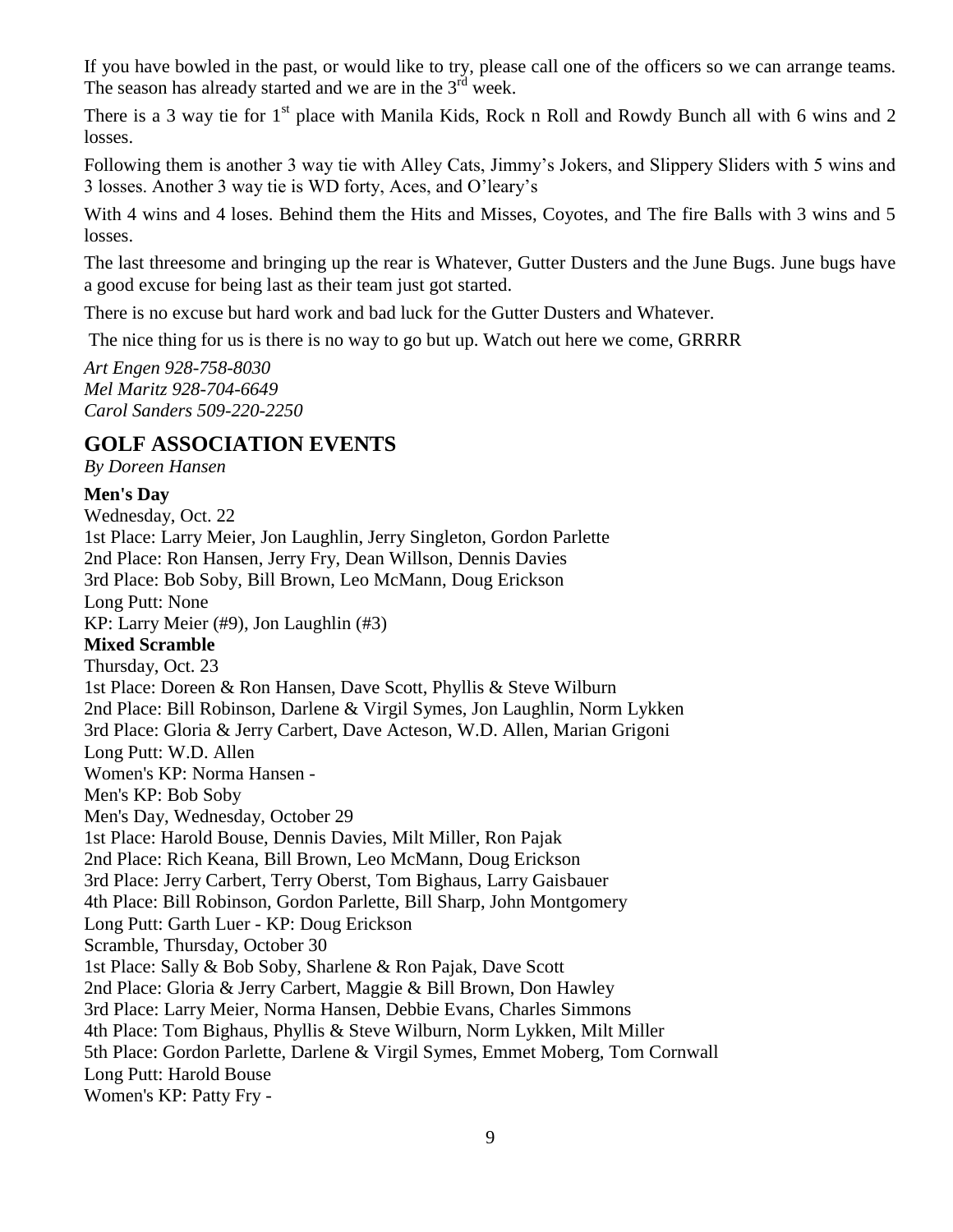If you have bowled in the past, or would like to try, please call one of the officers so we can arrange teams. The season has already started and we are in the 3rd week.

There is a 3 way tie for 1st place with Manila Kids, Rock n Roll and Rowdy Bunch all with 6 wins and 2 losses.

Following them is another 3 way tie with Alley Cats, Jimmy's Jokers, and Slippery Sliders with 5 wins and 3 losses. Another 3 way tie is WD forty, Aces, and O'leary's

With 4 wins and 4 loses. Behind them the Hits and Misses, Coyotes, and The fire Balls with 3 wins and 5 losses.

The last threesome and bringing up the rear is Whatever, Gutter Dusters and the June Bugs. June bugs have a good excuse for being last as their team just got started.

There is no excuse but hard work and bad luck for the Gutter Dusters and Whatever.

The nice thing for us is there is no way to go but up. Watch out here we come, GRRRR

*Art Engen 928-758-8030*
*Mel Maritz 928-704-6649*
*Carol Sanders 509-220-2250*

## GOLF ASSOCIATION EVENTS

*By Doreen Hansen*

**Men's Day**
Wednesday, Oct. 22
1st Place: Larry Meier, Jon Laughlin, Jerry Singleton, Gordon Parlette
2nd Place: Ron Hansen, Jerry Fry, Dean Willson, Dennis Davies
3rd Place: Bob Soby, Bill Brown, Leo McMann, Doug Erickson
Long Putt: None
KP: Larry Meier (#9), Jon Laughlin (#3)

**Mixed Scramble**
Thursday, Oct. 23
1st Place: Doreen & Ron Hansen, Dave Scott, Phyllis & Steve Wilburn
2nd Place: Bill Robinson, Darlene & Virgil Symes, Jon Laughlin, Norm Lykken
3rd Place: Gloria & Jerry Carbert, Dave Acteson, W.D. Allen, Marian Grigoni
Long Putt: W.D. Allen
Women's KP: Norma Hansen -
Men's KP: Bob Soby

Men's Day, Wednesday, October 29
1st Place: Harold Bouse, Dennis Davies, Milt Miller, Ron Pajak
2nd Place: Rich Keana, Bill Brown, Leo McMann, Doug Erickson
3rd Place: Jerry Carbert, Terry Oberst, Tom Bighaus, Larry Gaisbauer
4th Place: Bill Robinson, Gordon Parlette, Bill Sharp, John Montgomery
Long Putt: Garth Luer - KP: Doug Erickson

Scramble, Thursday, October 30
1st Place: Sally & Bob Soby, Sharlene & Ron Pajak, Dave Scott
2nd Place: Gloria & Jerry Carbert, Maggie & Bill Brown, Don Hawley
3rd Place: Larry Meier, Norma Hansen, Debbie Evans, Charles Simmons
4th Place: Tom Bighaus, Phyllis & Steve Wilburn, Norm Lykken, Milt Miller
5th Place: Gordon Parlette, Darlene & Virgil Symes, Emmet Moberg, Tom Cornwall
Long Putt: Harold Bouse
Women's KP: Patty Fry -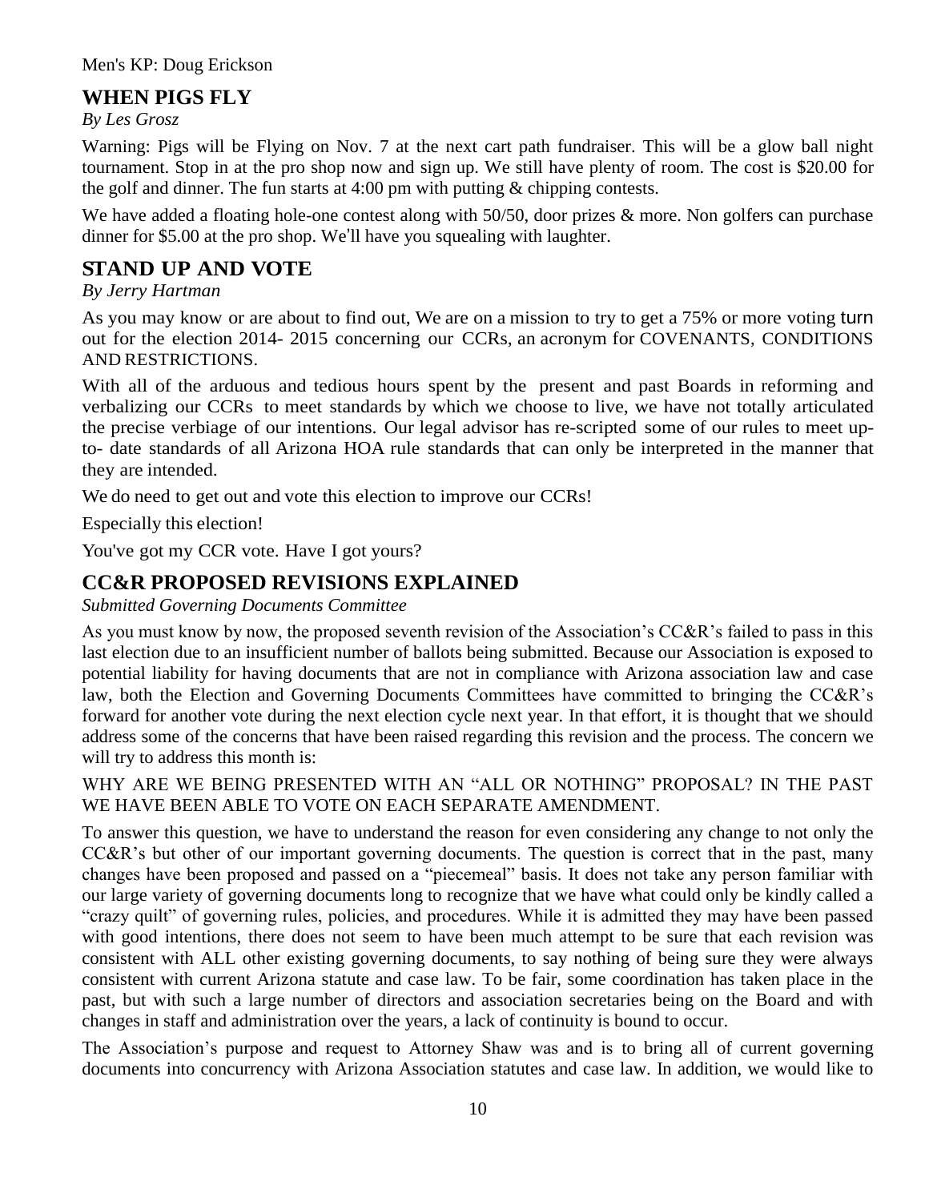Men's KP: Doug Erickson

## WHEN PIGS FLY

*By Les Grosz*

Warning: Pigs will be Flying on Nov. 7 at the next cart path fundraiser. This will be a glow ball night tournament. Stop in at the pro shop now and sign up. We still have plenty of room. The cost is $20.00 for the golf and dinner. The fun starts at 4:00 pm with putting & chipping contests.

We have added a floating hole-one contest along with 50/50, door prizes & more. Non golfers can purchase dinner for $5.00 at the pro shop. We'll have you squealing with laughter.

## STAND UP AND VOTE

*By Jerry Hartman*

As you may know or are about to find out, We are on a mission to try to get a 75% or more voting turn out for the election 2014- 2015 concerning our CCRs, an acronym for COVENANTS, CONDITIONS AND RESTRICTIONS.

With all of the arduous and tedious hours spent by the present and past Boards in reforming and verbalizing our CCRs to meet standards by which we choose to live, we have not totally articulated the precise verbiage of our intentions. Our legal advisor has re-scripted some of our rules to meet up-to- date standards of all Arizona HOA rule standards that can only be interpreted in the manner that they are intended.

We do need to get out and vote this election to improve our CCRs!

Especially this election!

You've got my CCR vote. Have I got yours?

## CC&R PROPOSED REVISIONS EXPLAINED

*Submitted Governing Documents Committee*

As you must know by now, the proposed seventh revision of the Association's CC&R's failed to pass in this last election due to an insufficient number of ballots being submitted. Because our Association is exposed to potential liability for having documents that are not in compliance with Arizona association law and case law, both the Election and Governing Documents Committees have committed to bringing the CC&R's forward for another vote during the next election cycle next year. In that effort, it is thought that we should address some of the concerns that have been raised regarding this revision and the process. The concern we will try to address this month is:

WHY ARE WE BEING PRESENTED WITH AN "ALL OR NOTHING" PROPOSAL? IN THE PAST WE HAVE BEEN ABLE TO VOTE ON EACH SEPARATE AMENDMENT.

To answer this question, we have to understand the reason for even considering any change to not only the CC&R's but other of our important governing documents. The question is correct that in the past, many changes have been proposed and passed on a "piecemeal" basis. It does not take any person familiar with our large variety of governing documents long to recognize that we have what could only be kindly called a "crazy quilt" of governing rules, policies, and procedures. While it is admitted they may have been passed with good intentions, there does not seem to have been much attempt to be sure that each revision was consistent with ALL other existing governing documents, to say nothing of being sure they were always consistent with current Arizona statute and case law. To be fair, some coordination has taken place in the past, but with such a large number of directors and association secretaries being on the Board and with changes in staff and administration over the years, a lack of continuity is bound to occur.

The Association's purpose and request to Attorney Shaw was and is to bring all of current governing documents into concurrency with Arizona Association statutes and case law. In addition, we would like to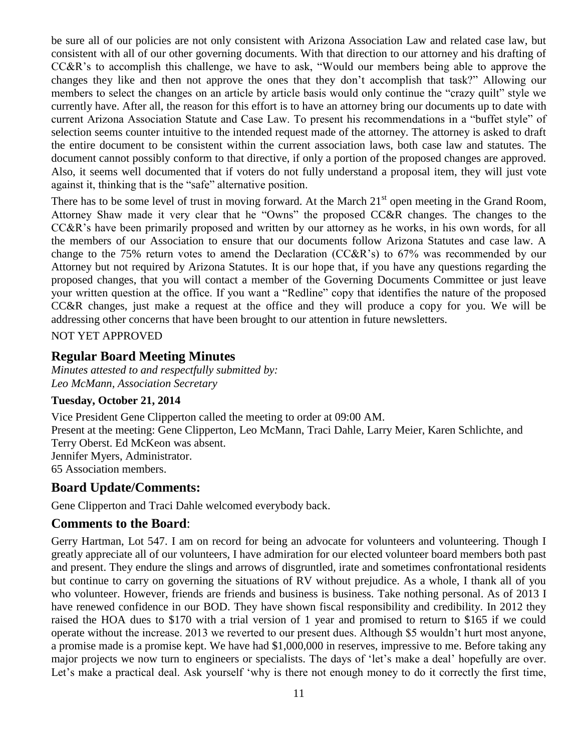be sure all of our policies are not only consistent with Arizona Association Law and related case law, but consistent with all of our other governing documents. With that direction to our attorney and his drafting of CC&R's to accomplish this challenge, we have to ask, "Would our members being able to approve the changes they like and then not approve the ones that they don't accomplish that task?" Allowing our members to select the changes on an article by article basis would only continue the "crazy quilt" style we currently have. After all, the reason for this effort is to have an attorney bring our documents up to date with current Arizona Association Statute and Case Law. To present his recommendations in a "buffet style" of selection seems counter intuitive to the intended request made of the attorney. The attorney is asked to draft the entire document to be consistent within the current association laws, both case law and statutes. The document cannot possibly conform to that directive, if only a portion of the proposed changes are approved. Also, it seems well documented that if voters do not fully understand a proposal item, they will just vote against it, thinking that is the "safe" alternative position.

There has to be some level of trust in moving forward. At the March 21st open meeting in the Grand Room, Attorney Shaw made it very clear that he "Owns" the proposed CC&R changes. The changes to the CC&R's have been primarily proposed and written by our attorney as he works, in his own words, for all the members of our Association to ensure that our documents follow Arizona Statutes and case law. A change to the 75% return votes to amend the Declaration (CC&R's) to 67% was recommended by our Attorney but not required by Arizona Statutes. It is our hope that, if you have any questions regarding the proposed changes, that you will contact a member of the Governing Documents Committee or just leave your written question at the office. If you want a "Redline" copy that identifies the nature of the proposed CC&R changes, just make a request at the office and they will produce a copy for you. We will be addressing other concerns that have been brought to our attention in future newsletters.

NOT YET APPROVED

## Regular Board Meeting Minutes

*Minutes attested to and respectfully submitted by:*
*Leo McMann, Association Secretary*

**Tuesday, October 21, 2014**

Vice President Gene Clipperton called the meeting to order at 09:00 AM.
Present at the meeting: Gene Clipperton, Leo McMann, Traci Dahle, Larry Meier, Karen Schlichte, and Terry Oberst. Ed McKeon was absent.
Jennifer Myers, Administrator.
65 Association members.

## Board Update/Comments:

Gene Clipperton and Traci Dahle welcomed everybody back.

## Comments to the Board:

Gerry Hartman, Lot 547. I am on record for being an advocate for volunteers and volunteering. Though I greatly appreciate all of our volunteers, I have admiration for our elected volunteer board members both past and present. They endure the slings and arrows of disgruntled, irate and sometimes confrontational residents but continue to carry on governing the situations of RV without prejudice. As a whole, I thank all of you who volunteer. However, friends are friends and business is business. Take nothing personal. As of 2013 I have renewed confidence in our BOD. They have shown fiscal responsibility and credibility. In 2012 they raised the HOA dues to $170 with a trial version of 1 year and promised to return to $165 if we could operate without the increase. 2013 we reverted to our present dues. Although $5 wouldn't hurt most anyone, a promise made is a promise kept. We have had $1,000,000 in reserves, impressive to me. Before taking any major projects we now turn to engineers or specialists. The days of 'let's make a deal' hopefully are over. Let's make a practical deal. Ask yourself 'why is there not enough money to do it correctly the first time,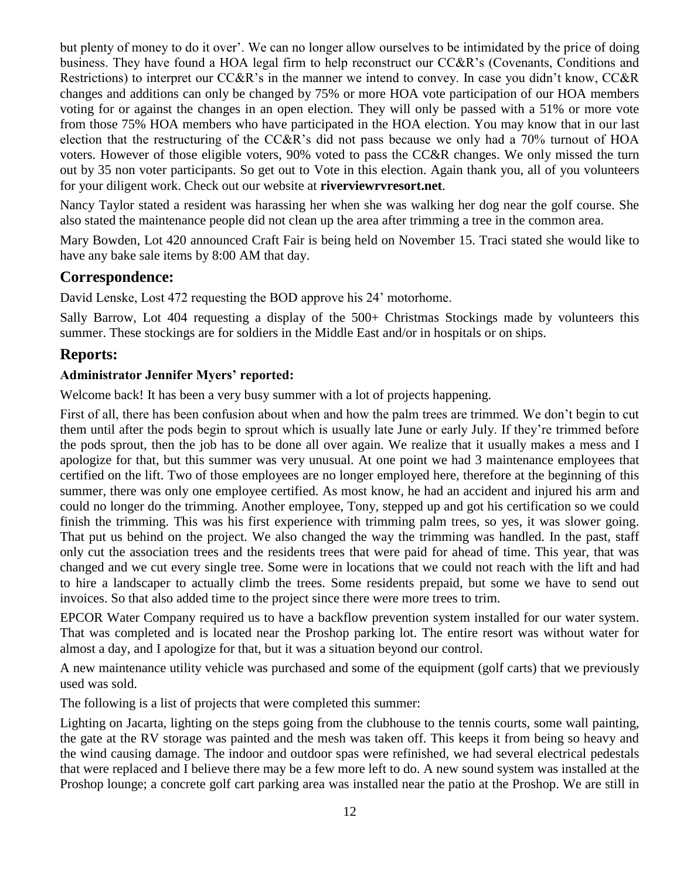but plenty of money to do it over'. We can no longer allow ourselves to be intimidated by the price of doing business. They have found a HOA legal firm to help reconstruct our CC&R's (Covenants, Conditions and Restrictions) to interpret our CC&R's in the manner we intend to convey. In case you didn't know, CC&R changes and additions can only be changed by 75% or more HOA vote participation of our HOA members voting for or against the changes in an open election. They will only be passed with a 51% or more vote from those 75% HOA members who have participated in the HOA election. You may know that in our last election that the restructuring of the CC&R's did not pass because we only had a 70% turnout of HOA voters. However of those eligible voters, 90% voted to pass the CC&R changes. We only missed the turn out by 35 non voter participants. So get out to Vote in this election. Again thank you, all of you volunteers for your diligent work. Check out our website at **riverviewrvresort.net**.

Nancy Taylor stated a resident was harassing her when she was walking her dog near the golf course. She also stated the maintenance people did not clean up the area after trimming a tree in the common area.

Mary Bowden, Lot 420 announced Craft Fair is being held on November 15. Traci stated she would like to have any bake sale items by 8:00 AM that day.

## Correspondence:

David Lenske, Lost 472 requesting the BOD approve his 24' motorhome.

Sally Barrow, Lot 404 requesting a display of the 500+ Christmas Stockings made by volunteers this summer. These stockings are for soldiers in the Middle East and/or in hospitals or on ships.

## Reports:

**Administrator Jennifer Myers' reported:**

Welcome back! It has been a very busy summer with a lot of projects happening.

First of all, there has been confusion about when and how the palm trees are trimmed. We don't begin to cut them until after the pods begin to sprout which is usually late June or early July. If they're trimmed before the pods sprout, then the job has to be done all over again. We realize that it usually makes a mess and I apologize for that, but this summer was very unusual. At one point we had 3 maintenance employees that certified on the lift. Two of those employees are no longer employed here, therefore at the beginning of this summer, there was only one employee certified. As most know, he had an accident and injured his arm and could no longer do the trimming. Another employee, Tony, stepped up and got his certification so we could finish the trimming. This was his first experience with trimming palm trees, so yes, it was slower going. That put us behind on the project. We also changed the way the trimming was handled. In the past, staff only cut the association trees and the residents trees that were paid for ahead of time. This year, that was changed and we cut every single tree. Some were in locations that we could not reach with the lift and had to hire a landscaper to actually climb the trees. Some residents prepaid, but some we have to send out invoices. So that also added time to the project since there were more trees to trim.

EPCOR Water Company required us to have a backflow prevention system installed for our water system. That was completed and is located near the Proshop parking lot. The entire resort was without water for almost a day, and I apologize for that, but it was a situation beyond our control.

A new maintenance utility vehicle was purchased and some of the equipment (golf carts) that we previously used was sold.

The following is a list of projects that were completed this summer:

Lighting on Jacarta, lighting on the steps going from the clubhouse to the tennis courts, some wall painting, the gate at the RV storage was painted and the mesh was taken off. This keeps it from being so heavy and the wind causing damage. The indoor and outdoor spas were refinished, we had several electrical pedestals that were replaced and I believe there may be a few more left to do. A new sound system was installed at the Proshop lounge; a concrete golf cart parking area was installed near the patio at the Proshop. We are still in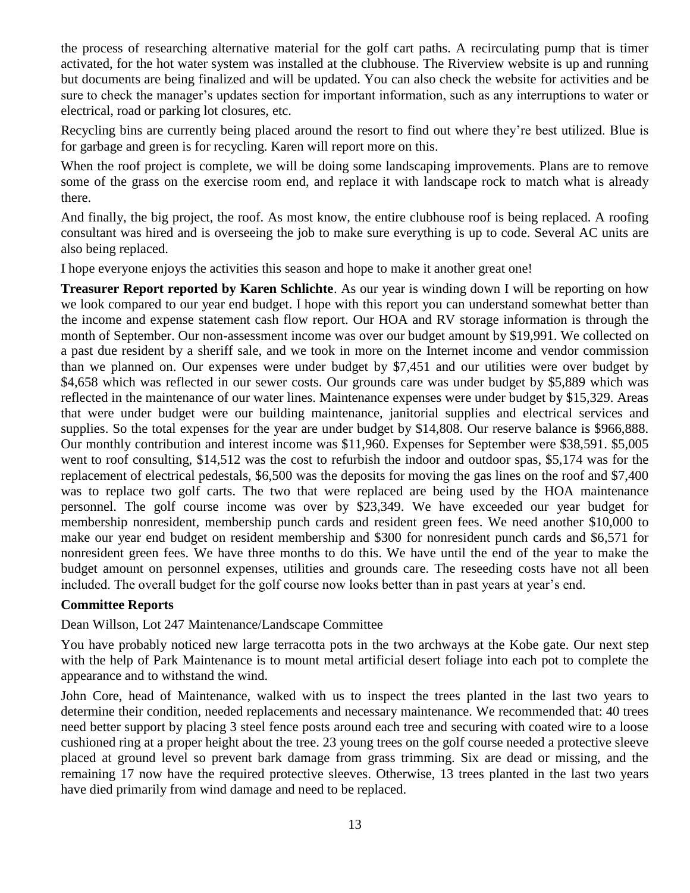the process of researching alternative material for the golf cart paths. A recirculating pump that is timer activated, for the hot water system was installed at the clubhouse. The Riverview website is up and running but documents are being finalized and will be updated. You can also check the website for activities and be sure to check the manager's updates section for important information, such as any interruptions to water or electrical, road or parking lot closures, etc.

Recycling bins are currently being placed around the resort to find out where they're best utilized. Blue is for garbage and green is for recycling. Karen will report more on this.

When the roof project is complete, we will be doing some landscaping improvements. Plans are to remove some of the grass on the exercise room end, and replace it with landscape rock to match what is already there.

And finally, the big project, the roof. As most know, the entire clubhouse roof is being replaced. A roofing consultant was hired and is overseeing the job to make sure everything is up to code. Several AC units are also being replaced.

I hope everyone enjoys the activities this season and hope to make it another great one!

**Treasurer Report reported by Karen Schlichte**. As our year is winding down I will be reporting on how we look compared to our year end budget. I hope with this report you can understand somewhat better than the income and expense statement cash flow report. Our HOA and RV storage information is through the month of September. Our non-assessment income was over our budget amount by $19,991. We collected on a past due resident by a sheriff sale, and we took in more on the Internet income and vendor commission than we planned on. Our expenses were under budget by $7,451 and our utilities were over budget by $4,658 which was reflected in our sewer costs. Our grounds care was under budget by $5,889 which was reflected in the maintenance of our water lines. Maintenance expenses were under budget by $15,329. Areas that were under budget were our building maintenance, janitorial supplies and electrical services and supplies. So the total expenses for the year are under budget by $14,808. Our reserve balance is $966,888. Our monthly contribution and interest income was $11,960. Expenses for September were $38,591. $5,005 went to roof consulting, $14,512 was the cost to refurbish the indoor and outdoor spas, $5,174 was for the replacement of electrical pedestals, $6,500 was the deposits for moving the gas lines on the roof and $7,400 was to replace two golf carts. The two that were replaced are being used by the HOA maintenance personnel. The golf course income was over by $23,349. We have exceeded our year budget for membership nonresident, membership punch cards and resident green fees. We need another $10,000 to make our year end budget on resident membership and $300 for nonresident punch cards and $6,571 for nonresident green fees. We have three months to do this. We have until the end of the year to make the budget amount on personnel expenses, utilities and grounds care. The reseeding costs have not all been included. The overall budget for the golf course now looks better than in past years at year's end.

**Committee Reports**

Dean Willson, Lot 247 Maintenance/Landscape Committee

You have probably noticed new large terracotta pots in the two archways at the Kobe gate. Our next step with the help of Park Maintenance is to mount metal artificial desert foliage into each pot to complete the appearance and to withstand the wind.

John Core, head of Maintenance, walked with us to inspect the trees planted in the last two years to determine their condition, needed replacements and necessary maintenance. We recommended that: 40 trees need better support by placing 3 steel fence posts around each tree and securing with coated wire to a loose cushioned ring at a proper height about the tree. 23 young trees on the golf course needed a protective sleeve placed at ground level so prevent bark damage from grass trimming. Six are dead or missing, and the remaining 17 now have the required protective sleeves. Otherwise, 13 trees planted in the last two years have died primarily from wind damage and need to be replaced.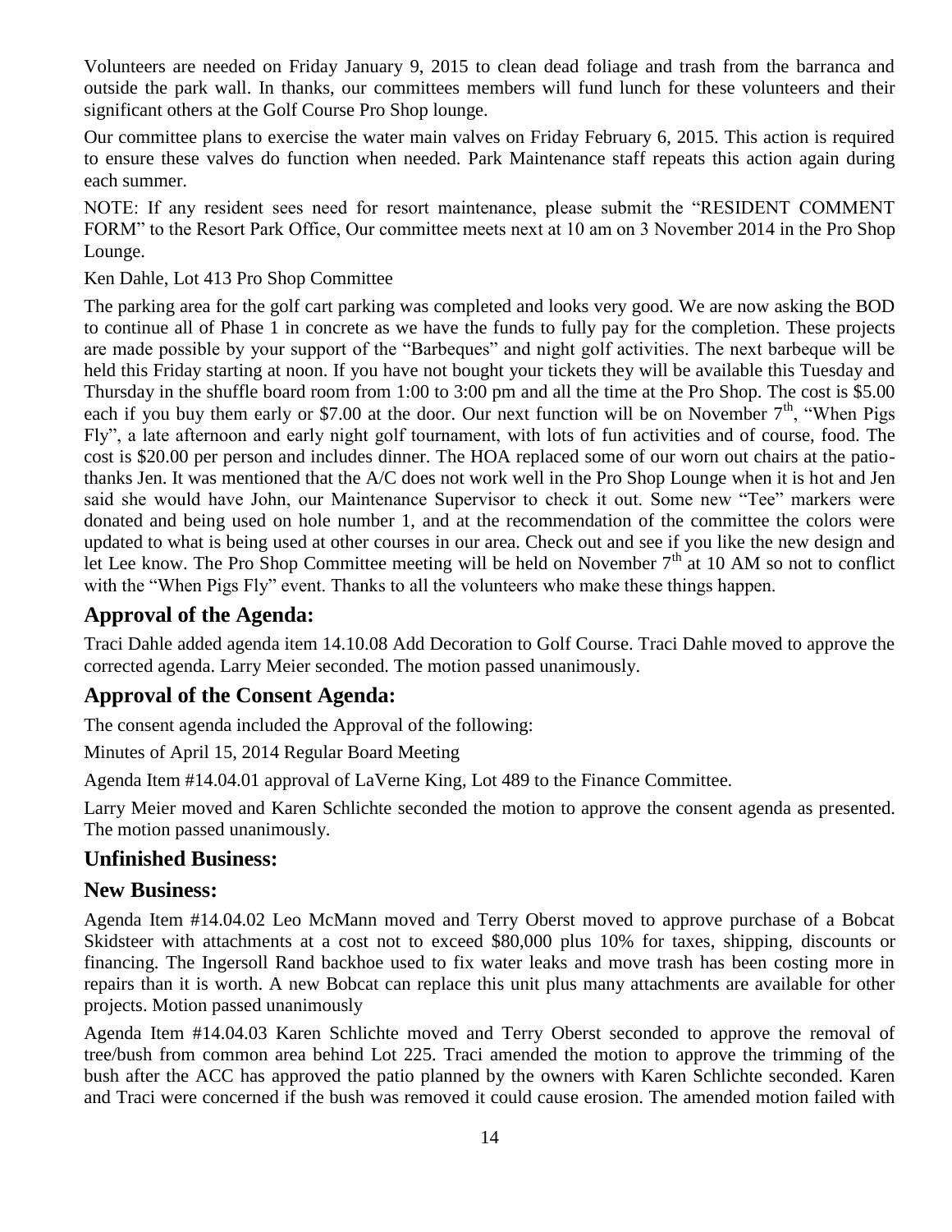Volunteers are needed on Friday January 9, 2015 to clean dead foliage and trash from the barranca and outside the park wall. In thanks, our committees members will fund lunch for these volunteers and their significant others at the Golf Course Pro Shop lounge.

Our committee plans to exercise the water main valves on Friday February 6, 2015. This action is required to ensure these valves do function when needed. Park Maintenance staff repeats this action again during each summer.

NOTE: If any resident sees need for resort maintenance, please submit the "RESIDENT COMMENT FORM" to the Resort Park Office, Our committee meets next at 10 am on 3 November 2014 in the Pro Shop Lounge.

Ken Dahle, Lot 413 Pro Shop Committee

The parking area for the golf cart parking was completed and looks very good. We are now asking the BOD to continue all of Phase 1 in concrete as we have the funds to fully pay for the completion. These projects are made possible by your support of the "Barbeques" and night golf activities. The next barbeque will be held this Friday starting at noon. If you have not bought your tickets they will be available this Tuesday and Thursday in the shuffle board room from 1:00 to 3:00 pm and all the time at the Pro Shop. The cost is $5.00 each if you buy them early or $7.00 at the door. Our next function will be on November 7th, "When Pigs Fly", a late afternoon and early night golf tournament, with lots of fun activities and of course, food. The cost is $20.00 per person and includes dinner. The HOA replaced some of our worn out chairs at the patio-thanks Jen. It was mentioned that the A/C does not work well in the Pro Shop Lounge when it is hot and Jen said she would have John, our Maintenance Supervisor to check it out. Some new "Tee" markers were donated and being used on hole number 1, and at the recommendation of the committee the colors were updated to what is being used at other courses in our area. Check out and see if you like the new design and let Lee know. The Pro Shop Committee meeting will be held on November 7th at 10 AM so not to conflict with the "When Pigs Fly" event. Thanks to all the volunteers who make these things happen.

## Approval of the Agenda:

Traci Dahle added agenda item 14.10.08 Add Decoration to Golf Course. Traci Dahle moved to approve the corrected agenda. Larry Meier seconded. The motion passed unanimously.

## Approval of the Consent Agenda:

The consent agenda included the Approval of the following:

Minutes of April 15, 2014 Regular Board Meeting

Agenda Item #14.04.01 approval of LaVerne King, Lot 489 to the Finance Committee.

Larry Meier moved and Karen Schlichte seconded the motion to approve the consent agenda as presented. The motion passed unanimously.

## Unfinished Business:

## New Business:

Agenda Item #14.04.02 Leo McMann moved and Terry Oberst moved to approve purchase of a Bobcat Skidsteer with attachments at a cost not to exceed $80,000 plus 10% for taxes, shipping, discounts or financing. The Ingersoll Rand backhoe used to fix water leaks and move trash has been costing more in repairs than it is worth. A new Bobcat can replace this unit plus many attachments are available for other projects. Motion passed unanimously

Agenda Item #14.04.03 Karen Schlichte moved and Terry Oberst seconded to approve the removal of tree/bush from common area behind Lot 225. Traci amended the motion to approve the trimming of the bush after the ACC has approved the patio planned by the owners with Karen Schlichte seconded. Karen and Traci were concerned if the bush was removed it could cause erosion. The amended motion failed with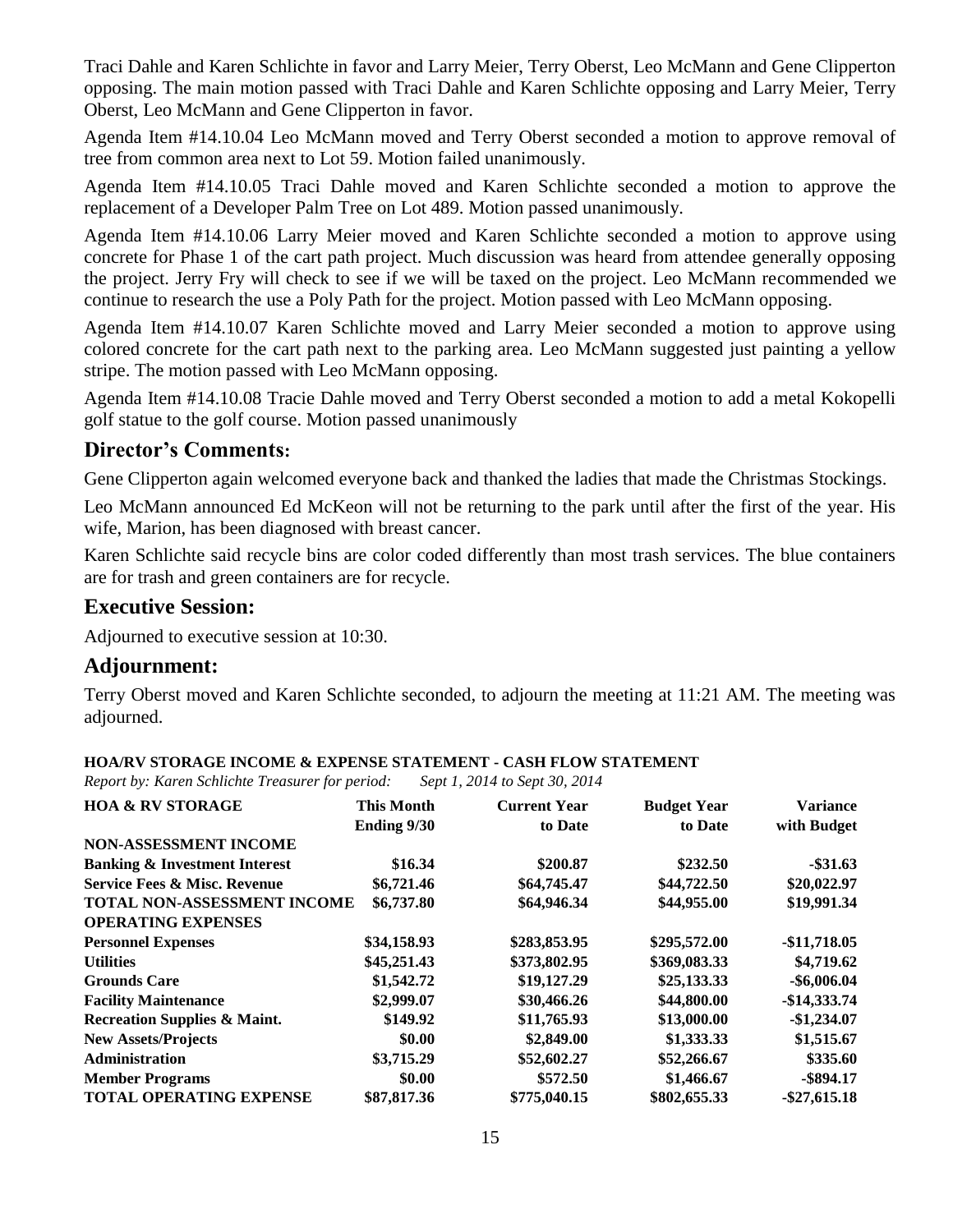Traci Dahle and Karen Schlichte in favor and Larry Meier, Terry Oberst, Leo McMann and Gene Clipperton opposing. The main motion passed with Traci Dahle and Karen Schlichte opposing and Larry Meier, Terry Oberst, Leo McMann and Gene Clipperton in favor.

Agenda Item #14.10.04 Leo McMann moved and Terry Oberst seconded a motion to approve removal of tree from common area next to Lot 59. Motion failed unanimously.

Agenda Item #14.10.05 Traci Dahle moved and Karen Schlichte seconded a motion to approve the replacement of a Developer Palm Tree on Lot 489. Motion passed unanimously.

Agenda Item #14.10.06 Larry Meier moved and Karen Schlichte seconded a motion to approve using concrete for Phase 1 of the cart path project. Much discussion was heard from attendee generally opposing the project. Jerry Fry will check to see if we will be taxed on the project. Leo McMann recommended we continue to research the use a Poly Path for the project. Motion passed with Leo McMann opposing.

Agenda Item #14.10.07 Karen Schlichte moved and Larry Meier seconded a motion to approve using colored concrete for the cart path next to the parking area. Leo McMann suggested just painting a yellow stripe. The motion passed with Leo McMann opposing.

Agenda Item #14.10.08 Tracie Dahle moved and Terry Oberst seconded a motion to add a metal Kokopelli golf statue to the golf course. Motion passed unanimously

## Director's Comments:

Gene Clipperton again welcomed everyone back and thanked the ladies that made the Christmas Stockings.

Leo McMann announced Ed McKeon will not be returning to the park until after the first of the year. His wife, Marion, has been diagnosed with breast cancer.

Karen Schlichte said recycle bins are color coded differently than most trash services. The blue containers are for trash and green containers are for recycle.

## Executive Session:

Adjourned to executive session at 10:30.

## Adjournment:

Terry Oberst moved and Karen Schlichte seconded, to adjourn the meeting at 11:21 AM. The meeting was adjourned.

**HOA/RV STORAGE INCOME & EXPENSE STATEMENT - CASH FLOW STATEMENT**

*Report by: Karen Schlichte Treasurer for period: Sept 1, 2014 to Sept 30, 2014*

| **HOA & RV STORAGE** | **This Month Ending 9/30** | **Current Year to Date** | **Budget Year to Date** | **Variance with Budget** |
|---|---|---|---|---|
| **NON-ASSESSMENT INCOME** | | | | |
| **Banking & Investment Interest** | **$16.34** | **$200.87** | **$232.50** | **-$31.63** |
| **Service Fees & Misc. Revenue** | **$6,721.46** | **$64,745.47** | **$44,722.50** | **$20,022.97** |
| **TOTAL NON-ASSESSMENT INCOME** | **$6,737.80** | **$64,946.34** | **$44,955.00** | **$19,991.34** |
| **OPERATING EXPENSES** | | | | |
| **Personnel Expenses** | **$34,158.93** | **$283,853.95** | **$295,572.00** | **-$11,718.05** |
| **Utilities** | **$45,251.43** | **$373,802.95** | **$369,083.33** | **$4,719.62** |
| **Grounds Care** | **$1,542.72** | **$19,127.29** | **$25,133.33** | **-$6,006.04** |
| **Facility Maintenance** | **$2,999.07** | **$30,466.26** | **$44,800.00** | **-$14,333.74** |
| **Recreation Supplies & Maint.** | **$149.92** | **$11,765.93** | **$13,000.00** | **-$1,234.07** |
| **New Assets/Projects** | **$0.00** | **$2,849.00** | **$1,333.33** | **$1,515.67** |
| **Administration** | **$3,715.29** | **$52,602.27** | **$52,266.67** | **$335.60** |
| **Member Programs** | **$0.00** | **$572.50** | **$1,466.67** | **-$894.17** |
| **TOTAL OPERATING EXPENSE** | **$87,817.36** | **$775,040.15** | **$802,655.33** | **-$27,615.18** |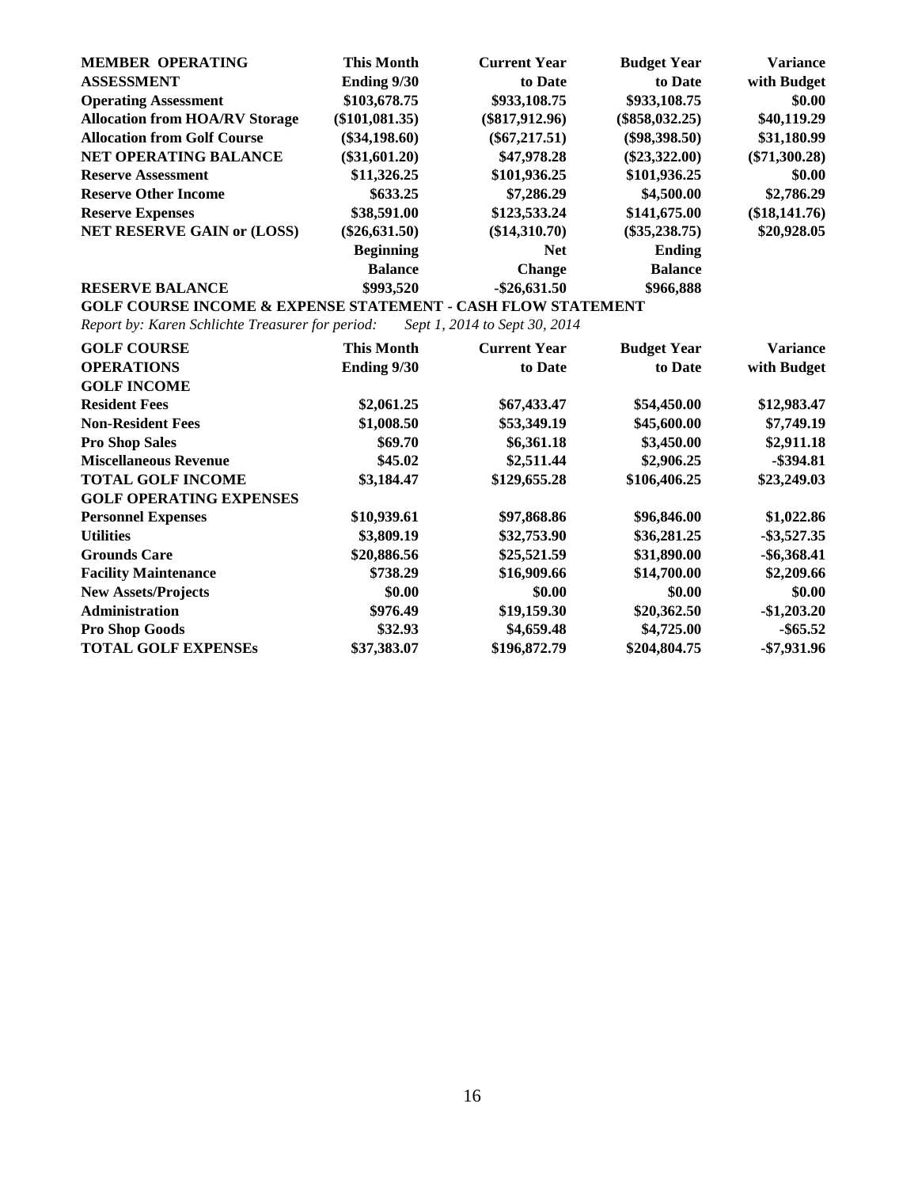| MEMBER OPERATING ASSESSMENT | This Month Ending 9/30 | Current Year to Date | Budget Year to Date | Variance with Budget |
|---|---|---|---|---|
| **Operating Assessment** | **$103,678.75** | **$933,108.75** | **$933,108.75** | **$0.00** |
| **Allocation from HOA/RV Storage** | **($101,081.35)** | **($817,912.96)** | **($858,032.25)** | **$40,119.29** |
| **Allocation from Golf Course** | **($34,198.60)** | **($67,217.51)** | **($98,398.50)** | **$31,180.99** |
| **NET OPERATING BALANCE** | **($31,601.20)** | **$47,978.28** | **($23,322.00)** | **($71,300.28)** |
| **Reserve Assessment** | **$11,326.25** | **$101,936.25** | **$101,936.25** | **$0.00** |
| **Reserve Other Income** | **$633.25** | **$7,286.29** | **$4,500.00** | **$2,786.29** |
| **Reserve Expenses** | **$38,591.00** | **$123,533.24** | **$141,675.00** | **($18,141.76)** |
| **NET RESERVE GAIN or (LOSS)** | **($26,631.50)** | **($14,310.70)** | **($35,238.75)** | **$20,928.05** |
| | **Beginning Balance** | **Net Change** | **Ending Balance** | |
| **RESERVE BALANCE** | **$993,520** | **-$26,631.50** | **$966,888** | |

**GOLF COURSE INCOME & EXPENSE STATEMENT - CASH FLOW STATEMENT**

*Report by: Karen Schlichte Treasurer for period: Sept 1, 2014 to Sept 30, 2014*

| GOLF COURSE OPERATIONS | This Month Ending 9/30 | Current Year to Date | Budget Year to Date | Variance with Budget |
|---|---|---|---|---|
| **GOLF INCOME** | | | | |
| **Resident Fees** | **$2,061.25** | **$67,433.47** | **$54,450.00** | **$12,983.47** |
| **Non-Resident Fees** | **$1,008.50** | **$53,349.19** | **$45,600.00** | **$7,749.19** |
| **Pro Shop Sales** | **$69.70** | **$6,361.18** | **$3,450.00** | **$2,911.18** |
| **Miscellaneous Revenue** | **$45.02** | **$2,511.44** | **$2,906.25** | **-$394.81** |
| **TOTAL GOLF INCOME** | **$3,184.47** | **$129,655.28** | **$106,406.25** | **$23,249.03** |
| **GOLF OPERATING EXPENSES** | | | | |
| **Personnel Expenses** | **$10,939.61** | **$97,868.86** | **$96,846.00** | **$1,022.86** |
| **Utilities** | **$3,809.19** | **$32,753.90** | **$36,281.25** | **-$3,527.35** |
| **Grounds Care** | **$20,886.56** | **$25,521.59** | **$31,890.00** | **-$6,368.41** |
| **Facility Maintenance** | **$738.29** | **$16,909.66** | **$14,700.00** | **$2,209.66** |
| **New Assets/Projects** | **$0.00** | **$0.00** | **$0.00** | **$0.00** |
| **Administration** | **$976.49** | **$19,159.30** | **$20,362.50** | **-$1,203.20** |
| **Pro Shop Goods** | **$32.93** | **$4,659.48** | **$4,725.00** | **-$65.52** |
| **TOTAL GOLF EXPENSEs** | **$37,383.07** | **$196,872.79** | **$204,804.75** | **-$7,931.96** |